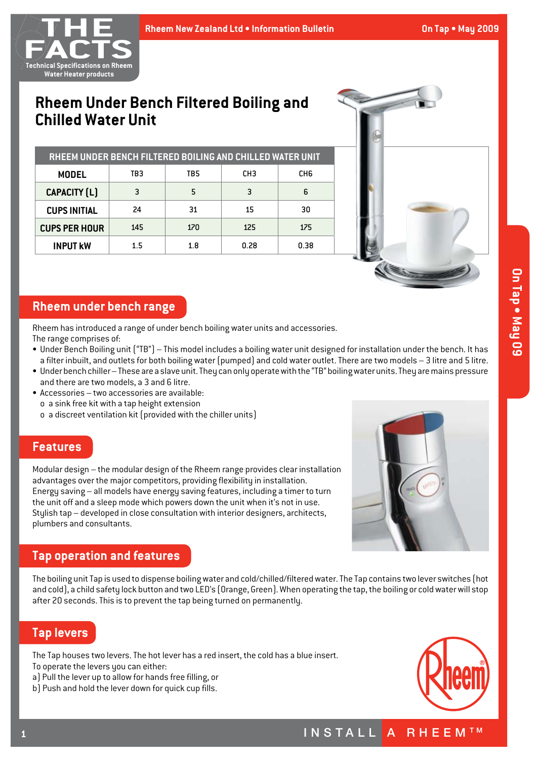# Rheem Under Bench Filtered Boiling and Chilled Water Unit

| RHEEM UNDER BENCH FILTERED BOILING AND CHILLED WATER UNIT | | | | |
|---|---|---|---|---|
| MODEL | TB3 | TB5 | CH3 | CH6 |
| CAPACITY (L) | 3 | 5 | 3 | 6 |
| CUPS INITIAL | 24 | 31 | 15 | 30 |
| CUPS PER HOUR | 145 | 170 | 125 | 175 |
| INPUT kW | 1.5 | 1.8 | 0.28 | 0.38 |

## Rheem under bench range

Rheem has introduced a range of under bench boiling water units and accessories.
The range comprises of:

- Under Bench Boiling unit ("TB") – This model includes a boiling water unit designed for installation under the bench. It has a filter inbuilt, and outlets for both boiling water (pumped) and cold water outlet. There are two models – 3 litre and 5 litre.
- Under bench chiller – These are a slave unit. They can only operate with the "TB" boiling water units. They are mains pressure and there are two models, a 3 and 6 litre.
- Accessories – two accessories are available:
  - o a sink free kit with a tap height extension
  - o a discreet ventilation kit (provided with the chiller units)

## Features

Modular design – the modular design of the Rheem range provides clear installation advantages over the major competitors, providing flexibility in installation.
Energy saving – all models have energy saving features, including a timer to turn the unit off and a sleep mode which powers down the unit when it's not in use.
Stylish tap – developed in close consultation with interior designers, architects, plumbers and consultants.

## Tap operation and features

The boiling unit Tap is used to dispense boiling water and cold/chilled/filtered water. The Tap contains two lever switches (hot and cold), a child safety lock button and two LED's (Orange, Green). When operating the tap, the boiling or cold water will stop after 20 seconds. This is to prevent the tap being turned on permanently.

## Tap levers

The Tap houses two levers. The hot lever has a red insert, the cold has a blue insert.
To operate the levers you can either:
a) Pull the lever up to allow for hands free filling, or
b) Push and hold the lever down for quick cup fills.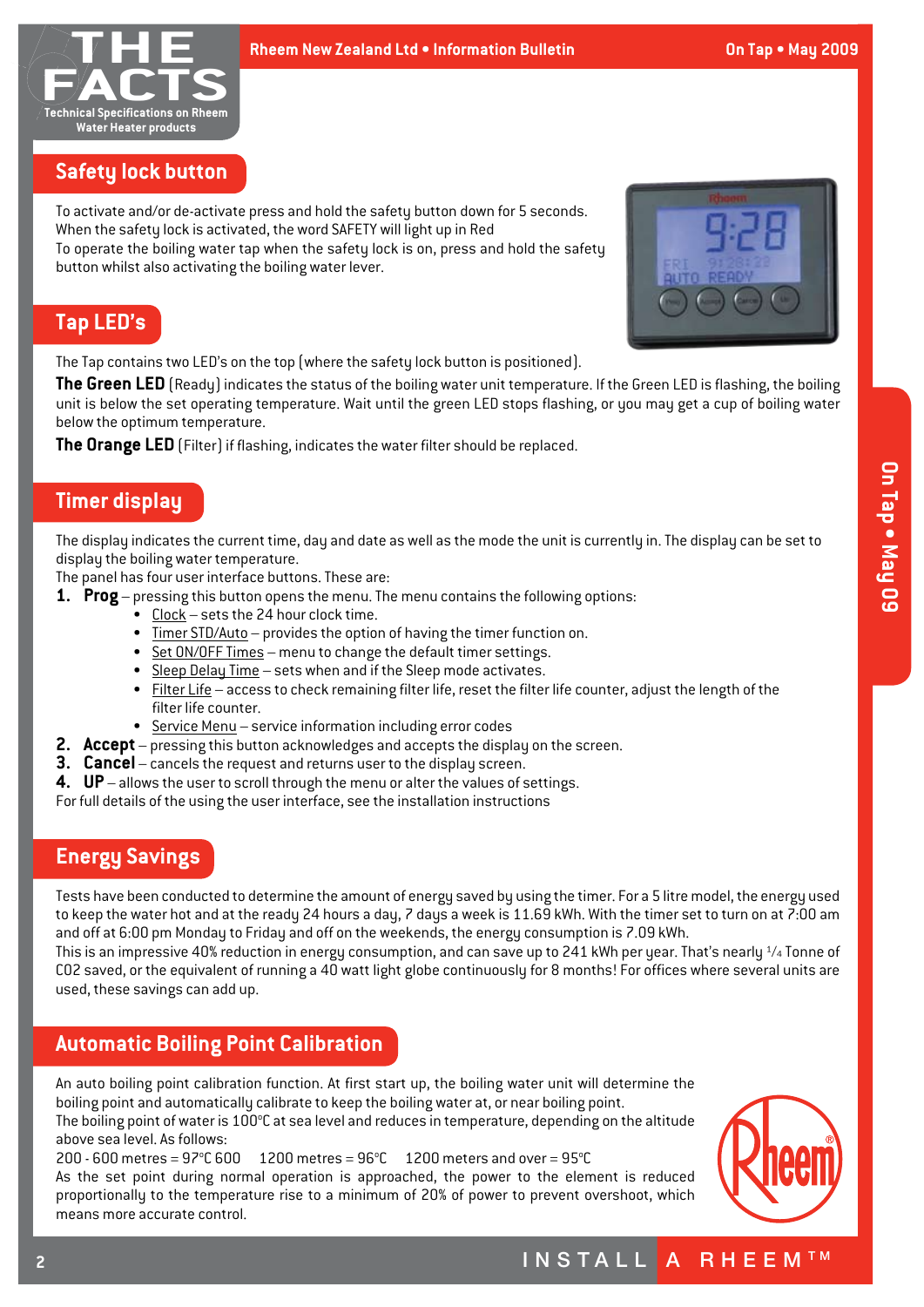## Safety lock button

To activate and/or de-activate press and hold the safety button down for 5 seconds.
When the safety lock is activated, the word SAFETY will light up in Red
To operate the boiling water tap when the safety lock is on, press and hold the safety button whilst also activating the boiling water lever.

## Tap LED's

The Tap contains two LED's on the top (where the safety lock button is positioned).

**The Green LED** (Ready) indicates the status of the boiling water unit temperature. If the Green LED is flashing, the boiling unit is below the set operating temperature. Wait until the green LED stops flashing, or you may get a cup of boiling water below the optimum temperature.

**The Orange LED** (Filter) if flashing, indicates the water filter should be replaced.

## Timer display

The display indicates the current time, day and date as well as the mode the unit is currently in. The display can be set to display the boiling water temperature.
The panel has four user interface buttons. These are:

1. **Prog** – pressing this button opens the menu. The menu contains the following options:
   - Clock – sets the 24 hour clock time.
   - Timer STD/Auto – provides the option of having the timer function on.
   - Set ON/OFF Times – menu to change the default timer settings.
   - Sleep Delay Time – sets when and if the Sleep mode activates.
   - Filter Life – access to check remaining filter life, reset the filter life counter, adjust the length of the filter life counter.
   - Service Menu – service information including error codes
2. **Accept** – pressing this button acknowledges and accepts the display on the screen.
3. **Cancel** – cancels the request and returns user to the display screen.
4. **UP** – allows the user to scroll through the menu or alter the values of settings.

For full details of the using the user interface, see the installation instructions

## Energy Savings

Tests have been conducted to determine the amount of energy saved by using the timer. For a 5 litre model, the energy used to keep the water hot and at the ready 24 hours a day, 7 days a week is 11.69 kWh. With the timer set to turn on at 7:00 am and off at 6:00 pm Monday to Friday and off on the weekends, the energy consumption is 7.09 kWh.
This is an impressive 40% reduction in energy consumption, and can save up to 241 kWh per year. That's nearly 1/4 Tonne of CO2 saved, or the equivalent of running a 40 watt light globe continuously for 8 months! For offices where several units are used, these savings can add up.

## Automatic Boiling Point Calibration

An auto boiling point calibration function. At first start up, the boiling water unit will determine the boiling point and automatically calibrate to keep the boiling water at, or near boiling point.
The boiling point of water is 100°C at sea level and reduces in temperature, depending on the altitude above sea level. As follows:
200 - 600 metres = 97°C 600 1200 metres = 96°C 1200 meters and over = 95°C
As the set point during normal operation is approached, the power to the element is reduced proportionally to the temperature rise to a minimum of 20% of power to prevent overshoot, which means more accurate control.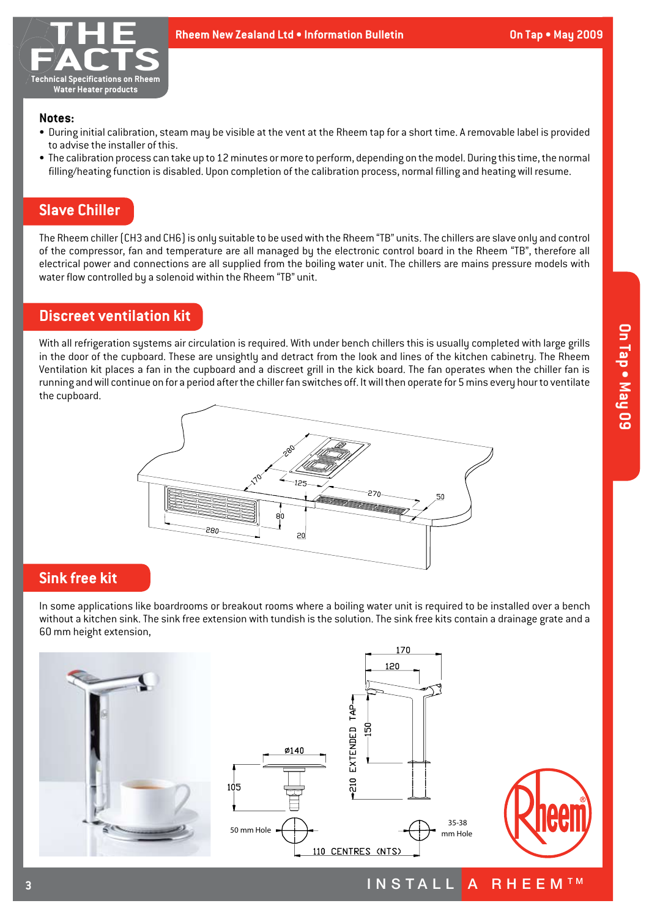**Notes:**

- During initial calibration, steam may be visible at the vent at the Rheem tap for a short time. A removable label is provided to advise the installer of this.
- The calibration process can take up to 12 minutes or more to perform, depending on the model. During this time, the normal filling/heating function is disabled. Upon completion of the calibration process, normal filling and heating will resume.

## Slave Chiller

The Rheem chiller (CH3 and CH6) is only suitable to be used with the Rheem "TB" units. The chillers are slave only and control of the compressor, fan and temperature are all managed by the electronic control board in the Rheem "TB", therefore all electrical power and connections are all supplied from the boiling water unit. The chillers are mains pressure models with water flow controlled by a solenoid within the Rheem "TB" unit.

## Discreet ventilation kit

With all refrigeration systems air circulation is required. With under bench chillers this is usually completed with large grills in the door of the cupboard. These are unsightly and detract from the look and lines of the kitchen cabinetry. The Rheem Ventilation kit places a fan in the cupboard and a discreet grill in the kick board. The fan operates when the chiller fan is running and will continue on for a period after the chiller fan switches off. It will then operate for 5 mins every hour to ventilate the cupboard.

## Sink free kit

In some applications like boardrooms or breakout rooms where a boiling water unit is required to be installed over a bench without a kitchen sink. The sink free extension with tundish is the solution. The sink free kits contain a drainage grate and a 60 mm height extension,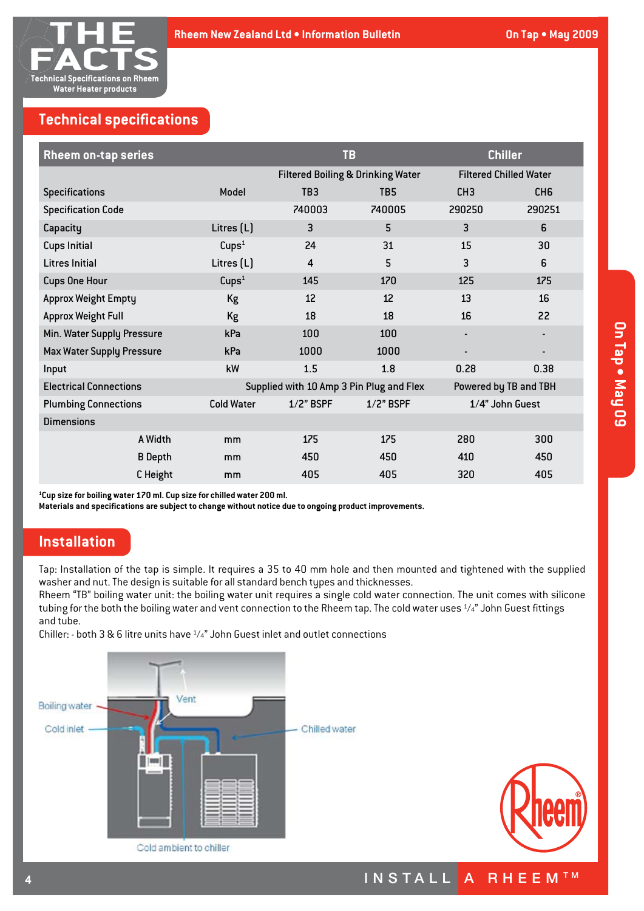## Technical specifications

| Rheem on-tap series | | TB | | Chiller | |
|---|---|---|---|---|---|
| | | Filtered Boiling & Drinking Water | | Filtered Chilled Water | |
| Specifications | Model | TB3 | TB5 | CH3 | CH6 |
| Specification Code | | 740003 | 740005 | 290250 | 290251 |
| Capacity | Litres (L) | 3 | 5 | 3 | 6 |
| Cups Initial | Cups[1] | 24 | 31 | 15 | 30 |
| Litres Initial | Litres (L) | 4 | 5 | 3 | 6 |
| Cups One Hour | Cups[1] | 145 | 170 | 125 | 175 |
| Approx Weight Empty | Kg | 12 | 12 | 13 | 16 |
| Approx Weight Full | Kg | 18 | 18 | 16 | 22 |
| Min. Water Supply Pressure | kPa | 100 | 100 | - | - |
| Max Water Supply Pressure | kPa | 1000 | 1000 | - | - |
| Input | kW | 1.5 | 1.8 | 0.28 | 0.38 |
| Electrical Connections | | Supplied with 10 Amp 3 Pin Plug and Flex | | Powered by TB and TBH | |
| Plumbing Connections | Cold Water | 1/2" BSPF | 1/2" BSPF | 1/4" John Guest | |
| Dimensions | | | | | |
| A Width | mm | 175 | 175 | 280 | 300 |
| B Depth | mm | 450 | 450 | 410 | 450 |
| C Height | mm | 405 | 405 | 320 | 405 |

**[1]Cup size for boiling water 170 ml. Cup size for chilled water 200 ml.**
**Materials and specifications are subject to change without notice due to ongoing product improvements.**

## Installation

Tap: Installation of the tap is simple. It requires a 35 to 40 mm hole and then mounted and tightened with the supplied washer and nut. The design is suitable for all standard bench types and thicknesses.
Rheem "TB" boiling water unit: the boiling water unit requires a single cold water connection. The unit comes with silicone tubing for the both the boiling water and vent connection to the Rheem tap. The cold water uses 1/4" John Guest fittings and tube.
Chiller: - both 3 & 6 litre units have 1/4" John Guest inlet and outlet connections

Boiling water
Cold inlet
Vent
Chilled water
Cold ambient to chiller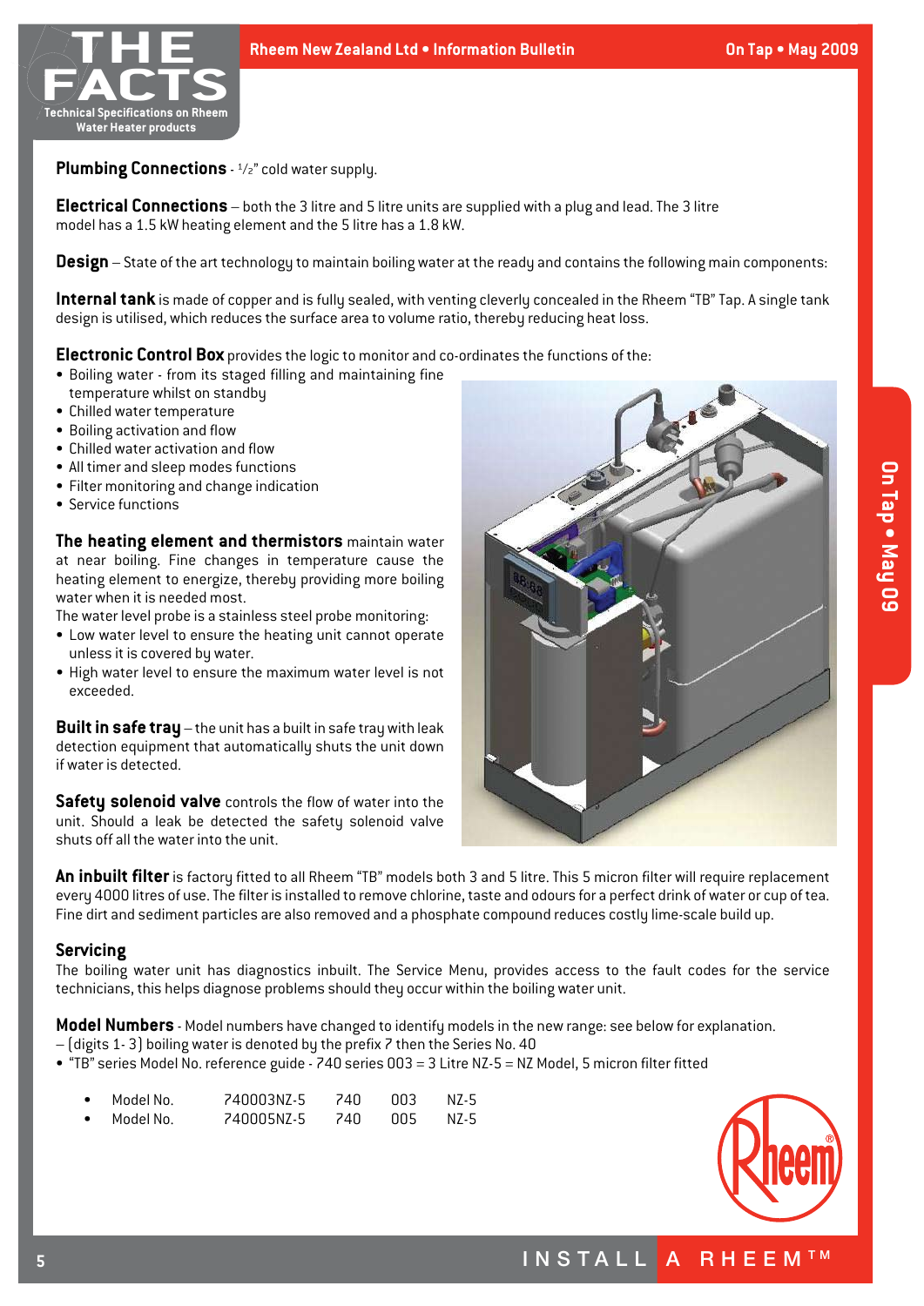**Plumbing Connections** - ½" cold water supply.

**Electrical Connections** – both the 3 litre and 5 litre units are supplied with a plug and lead. The 3 litre model has a 1.5 kW heating element and the 5 litre has a 1.8 kW.

**Design** – State of the art technology to maintain boiling water at the ready and contains the following main components:

**Internal tank** is made of copper and is fully sealed, with venting cleverly concealed in the Rheem "TB" Tap. A single tank design is utilised, which reduces the surface area to volume ratio, thereby reducing heat loss.

**Electronic Control Box** provides the logic to monitor and co-ordinates the functions of the:

- Boiling water - from its staged filling and maintaining fine temperature whilst on standby
- Chilled water temperature
- Boiling activation and flow
- Chilled water activation and flow
- All timer and sleep modes functions
- Filter monitoring and change indication
- Service functions

**The heating element and thermistors** maintain water at near boiling. Fine changes in temperature cause the heating element to energize, thereby providing more boiling water when it is needed most.

The water level probe is a stainless steel probe monitoring:

- Low water level to ensure the heating unit cannot operate unless it is covered by water.
- High water level to ensure the maximum water level is not exceeded.

**Built in safe tray** – the unit has a built in safe tray with leak detection equipment that automatically shuts the unit down if water is detected.

**Safety solenoid valve** controls the flow of water into the unit. Should a leak be detected the safety solenoid valve shuts off all the water into the unit.

**An inbuilt filter** is factory fitted to all Rheem "TB" models both 3 and 5 litre. This 5 micron filter will require replacement every 4000 litres of use. The filter is installed to remove chlorine, taste and odours for a perfect drink of water or cup of tea. Fine dirt and sediment particles are also removed and a phosphate compound reduces costly lime-scale build up.

## Servicing

The boiling water unit has diagnostics inbuilt. The Service Menu, provides access to the fault codes for the service technicians, this helps diagnose problems should they occur within the boiling water unit.

**Model Numbers** - Model numbers have changed to identify models in the new range: see below for explanation.

– (digits 1- 3) boiling water is denoted by the prefix 7 then the Series No. 40

- "TB" series Model No. reference guide - 740 series 003 = 3 Litre NZ-5 = NZ Model, 5 micron filter fitted

| | | | | |
|---|---|---|---|---|
| Model No. | 740003NZ-5 | 740 | 003 | NZ-5 |
| Model No. | 740005NZ-5 | 740 | 005 | NZ-5 |

INSTALL A RHEEM™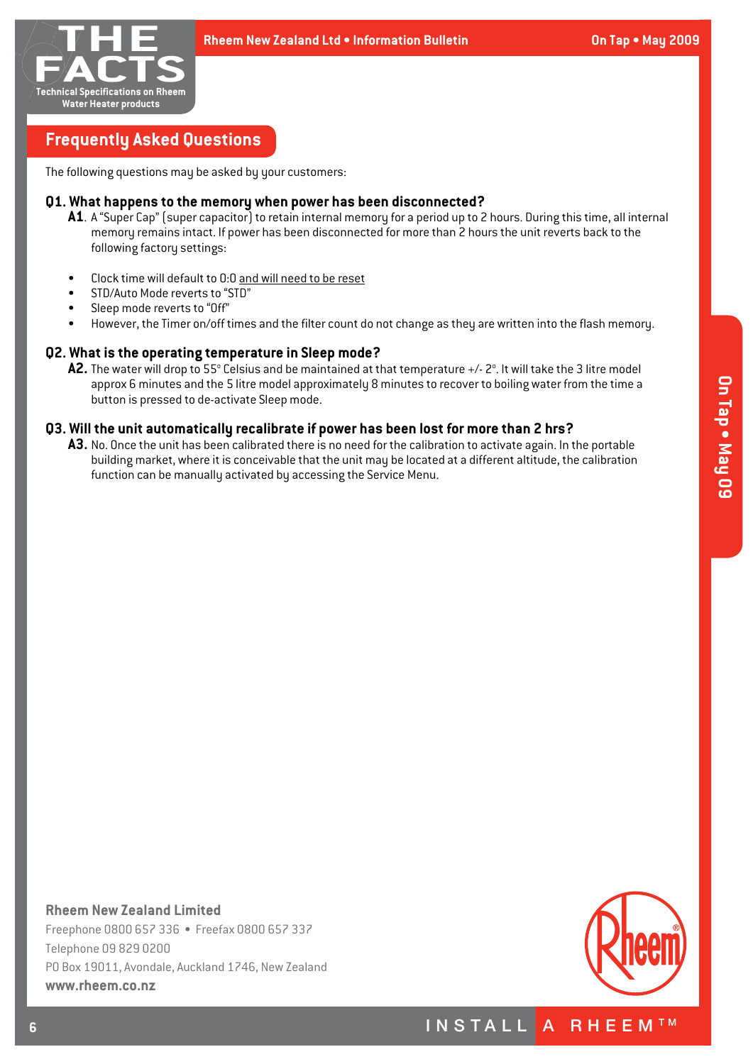## Frequently Asked Questions

The following questions may be asked by your customers:

### Q1. What happens to the memory when power has been disconnected?

**A1**. A "Super Cap" (super capacitor) to retain internal memory for a period up to 2 hours. During this time, all internal memory remains intact. If power has been disconnected for more than 2 hours the unit reverts back to the following factory settings:

- Clock time will default to 0:0 and will need to be reset
- STD/Auto Mode reverts to "STD"
- Sleep mode reverts to "Off"
- However, the Timer on/off times and the filter count do not change as they are written into the flash memory.

### Q2. What is the operating temperature in Sleep mode?

**A2.** The water will drop to 55° Celsius and be maintained at that temperature +/- 2°. It will take the 3 litre model approx 6 minutes and the 5 litre model approximately 8 minutes to recover to boiling water from the time a button is pressed to de-activate Sleep mode.

### Q3. Will the unit automatically recalibrate if power has been lost for more than 2 hrs?

**A3.** No. Once the unit has been calibrated there is no need for the calibration to activate again. In the portable building market, where it is conceivable that the unit may be located at a different altitude, the calibration function can be manually activated by accessing the Service Menu.

**Rheem New Zealand Limited**
Freephone 0800 657 336 • Freefax 0800 657 337
Telephone 09 829 0200
PO Box 19011, Avondale, Auckland 1746, New Zealand
**www.rheem.co.nz**

INSTALL A RHEEM™